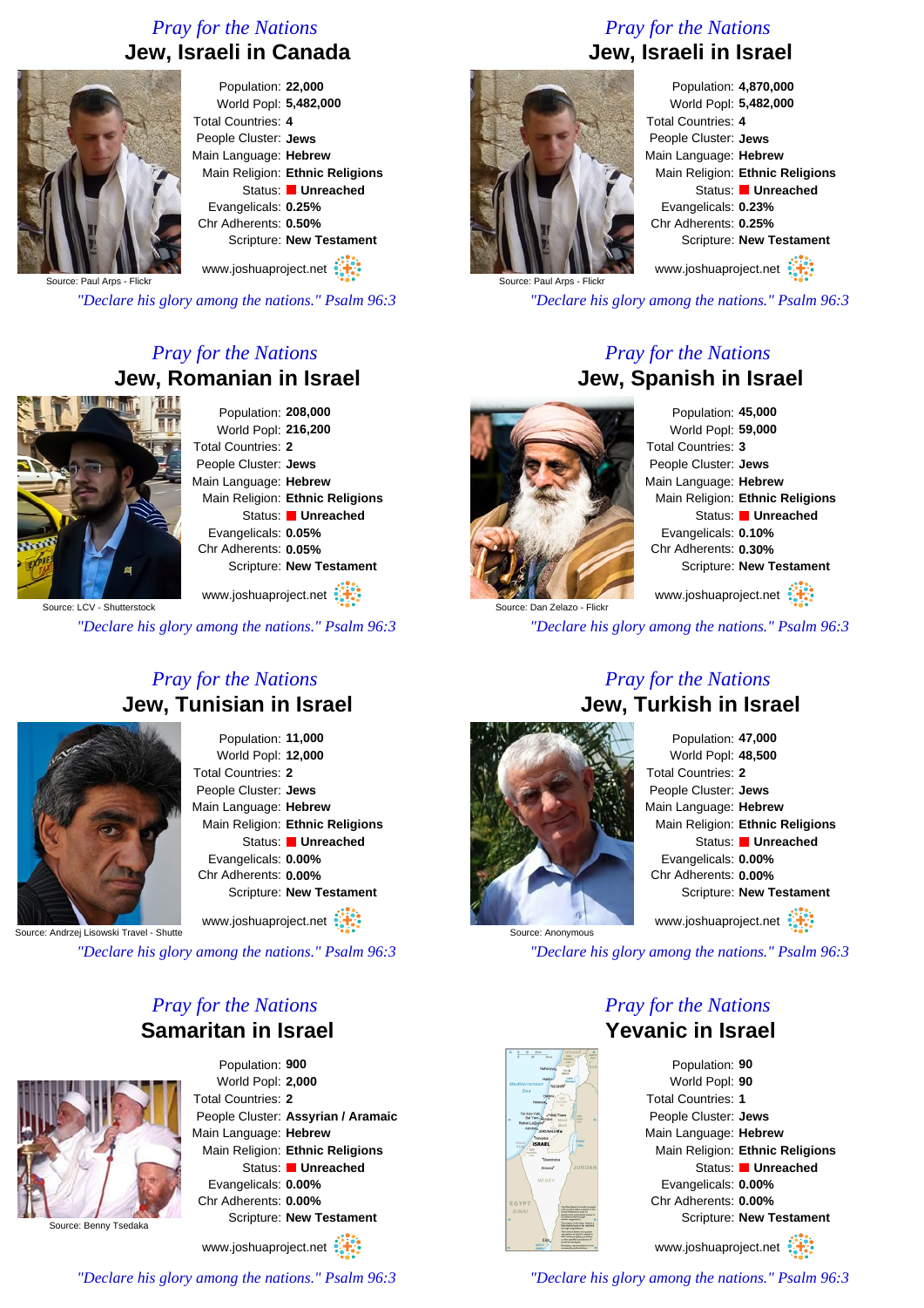## Pray for the Nations
# Jew, Israeli in Canada

Population: **22,000**
World Popl: **5,482,000**
Total Countries: **4**
People Cluster: **Jews**
Main Language: **Hebrew**
Main Religion: **Ethnic Religions**
Status: **Unreached**
Evangelicals: **0.25%**
Chr Adherents: **0.50%**
Scripture: **New Testament**

Source: Paul Arps - Flickr

www.joshuaproject.net

*"Declare his glory among the nations." Psalm 96:3*

## Pray for the Nations
# Jew, Israeli in Israel

Population: **4,870,000**
World Popl: **5,482,000**
Total Countries: **4**
People Cluster: **Jews**
Main Language: **Hebrew**
Main Religion: **Ethnic Religions**
Status: **Unreached**
Evangelicals: **0.23%**
Chr Adherents: **0.25%**
Scripture: **New Testament**

Source: Paul Arps - Flickr

www.joshuaproject.net

*"Declare his glory among the nations." Psalm 96:3*

## Pray for the Nations
# Jew, Romanian in Israel

Population: **208,000**
World Popl: **216,200**
Total Countries: **2**
People Cluster: **Jews**
Main Language: **Hebrew**
Main Religion: **Ethnic Religions**
Status: **Unreached**
Evangelicals: **0.05%**
Chr Adherents: **0.05%**
Scripture: **New Testament**

Source: LCV - Shutterstock

www.joshuaproject.net

*"Declare his glory among the nations." Psalm 96:3*

## Pray for the Nations
# Jew, Spanish in Israel

Population: **45,000**
World Popl: **59,000**
Total Countries: **3**
People Cluster: **Jews**
Main Language: **Hebrew**
Main Religion: **Ethnic Religions**
Status: **Unreached**
Evangelicals: **0.10%**
Chr Adherents: **0.30%**
Scripture: **New Testament**

Source: Dan Zelazo - Flickr

www.joshuaproject.net

*"Declare his glory among the nations." Psalm 96:3*

## Pray for the Nations
# Jew, Tunisian in Israel

Population: **11,000**
World Popl: **12,000**
Total Countries: **2**
People Cluster: **Jews**
Main Language: **Hebrew**
Main Religion: **Ethnic Religions**
Status: **Unreached**
Evangelicals: **0.00%**
Chr Adherents: **0.00%**
Scripture: **New Testament**

Source: Andrzej Lisowski Travel - Shutte

www.joshuaproject.net

*"Declare his glory among the nations." Psalm 96:3*

## Pray for the Nations
# Jew, Turkish in Israel

Population: **47,000**
World Popl: **48,500**
Total Countries: **2**
People Cluster: **Jews**
Main Language: **Hebrew**
Main Religion: **Ethnic Religions**
Status: **Unreached**
Evangelicals: **0.00%**
Chr Adherents: **0.00%**
Scripture: **New Testament**

Source: Anonymous

www.joshuaproject.net

*"Declare his glory among the nations." Psalm 96:3*

## Pray for the Nations
# Samaritan in Israel

Population: **900**
World Popl: **2,000**
Total Countries: **2**
People Cluster: **Assyrian / Aramaic**
Main Language: **Hebrew**
Main Religion: **Ethnic Religions**
Status: **Unreached**
Evangelicals: **0.00%**
Chr Adherents: **0.00%**
Scripture: **New Testament**

Source: Benny Tsedaka

www.joshuaproject.net

*"Declare his glory among the nations." Psalm 96:3*

## Pray for the Nations
# Yevanic in Israel

Population: **90**
World Popl: **90**
Total Countries: **1**
People Cluster: **Jews**
Main Language: **Hebrew**
Main Religion: **Ethnic Religions**
Status: **Unreached**
Evangelicals: **0.00%**
Chr Adherents: **0.00%**
Scripture: **New Testament**

www.joshuaproject.net

*"Declare his glory among the nations." Psalm 96:3*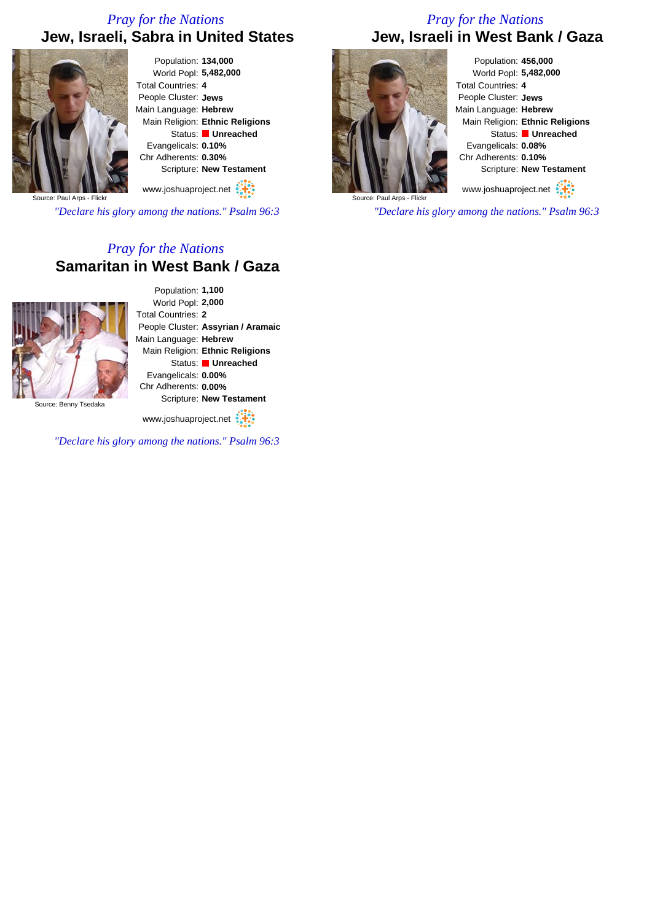*Pray for the Nations*

## Jew, Israeli, Sabra in United States

Source: Paul Arps - Flickr

Population: **134,000**
World Popl: **5,482,000**
Total Countries: **4**
People Cluster: **Jews**
Main Language: **Hebrew**
Main Religion: **Ethnic Religions**
Status: **Unreached**
Evangelicals: **0.10%**
Chr Adherents: **0.30%**
Scripture: **New Testament**

www.joshuaproject.net

*"Declare his glory among the nations." Psalm 96:3*

*Pray for the Nations*

## Jew, Israeli in West Bank / Gaza

Source: Paul Arps - Flickr

Population: **456,000**
World Popl: **5,482,000**
Total Countries: **4**
People Cluster: **Jews**
Main Language: **Hebrew**
Main Religion: **Ethnic Religions**
Status: **Unreached**
Evangelicals: **0.08%**
Chr Adherents: **0.10%**
Scripture: **New Testament**

www.joshuaproject.net

*"Declare his glory among the nations." Psalm 96:3*

*Pray for the Nations*

## Samaritan in West Bank / Gaza

Source: Benny Tsedaka

Population: **1,100**
World Popl: **2,000**
Total Countries: **2**
People Cluster: **Assyrian / Aramaic**
Main Language: **Hebrew**
Main Religion: **Ethnic Religions**
Status: **Unreached**
Evangelicals: **0.00%**
Chr Adherents: **0.00%**
Scripture: **New Testament**

www.joshuaproject.net

*"Declare his glory among the nations." Psalm 96:3*